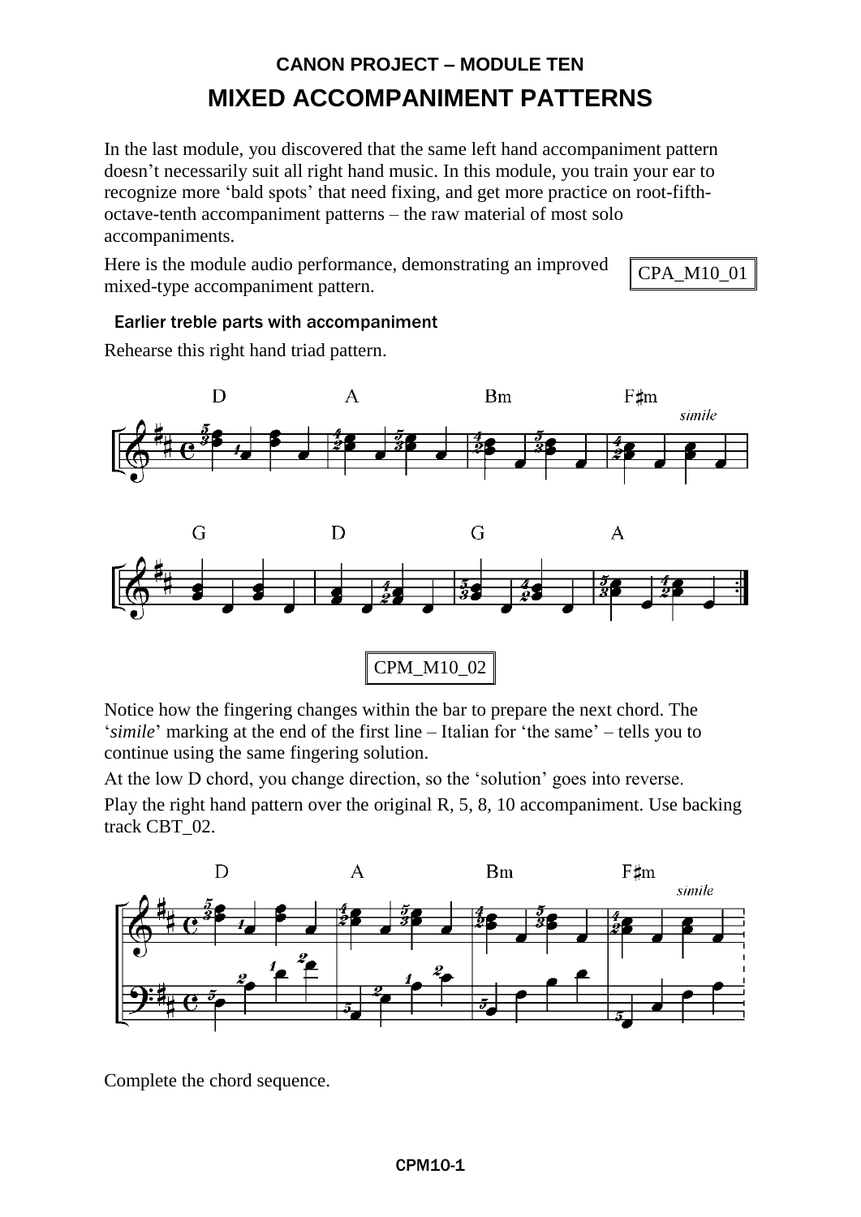## CANON PROJECT – MODULE TEN

# MIXED ACCOMPANIMENT PATTERNS

In the last module, you discovered that the same left hand accompaniment pattern doesn't necessarily suit all right hand music. In this module, you train your ear to recognize more 'bald spots' that need fixing, and get more practice on root-fifth-octave-tenth accompaniment patterns – the raw material of most solo accompaniments.

Here is the module audio performance, demonstrating an improved mixed-type accompaniment pattern.

CPA_M10_01

### Earlier treble parts with accompaniment

Rehearse this right hand triad pattern.

CPM_M10_02

Notice how the fingering changes within the bar to prepare the next chord. The '*simile*' marking at the end of the first line – Italian for 'the same' – tells you to continue using the same fingering solution.

At the low D chord, you change direction, so the 'solution' goes into reverse.

Play the right hand pattern over the original R, 5, 8, 10 accompaniment. Use backing track CBT_02.

Complete the chord sequence.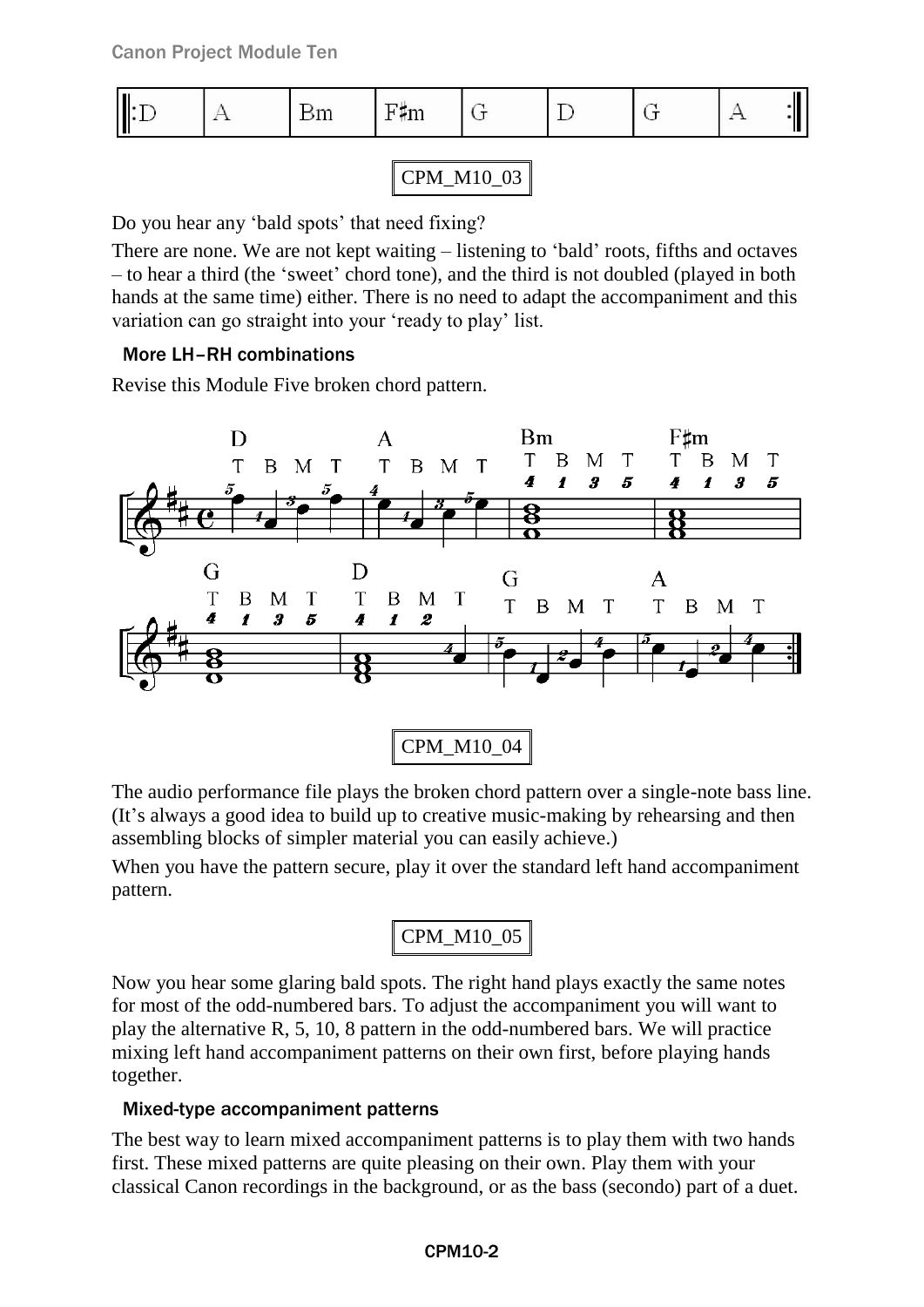| :D | A | Bm | F♯m | G | D | G | A : |
|---|---|---|---|---|---|---|---|

CPM_M10_03

Do you hear any 'bald spots' that need fixing?

There are none. We are not kept waiting – listening to 'bald' roots, fifths and octaves – to hear a third (the 'sweet' chord tone), and the third is not doubled (played in both hands at the same time) either. There is no need to adapt the accompaniment and this variation can go straight into your 'ready to play' list.

### More LH–RH combinations

Revise this Module Five broken chord pattern.

CPM_M10_04

The audio performance file plays the broken chord pattern over a single-note bass line. (It's always a good idea to build up to creative music-making by rehearsing and then assembling blocks of simpler material you can easily achieve.)

When you have the pattern secure, play it over the standard left hand accompaniment pattern.

CPM_M10_05

Now you hear some glaring bald spots. The right hand plays exactly the same notes for most of the odd-numbered bars. To adjust the accompaniment you will want to play the alternative R, 5, 10, 8 pattern in the odd-numbered bars. We will practice mixing left hand accompaniment patterns on their own first, before playing hands together.

### Mixed-type accompaniment patterns

The best way to learn mixed accompaniment patterns is to play them with two hands first. These mixed patterns are quite pleasing on their own. Play them with your classical Canon recordings in the background, or as the bass (secondo) part of a duet.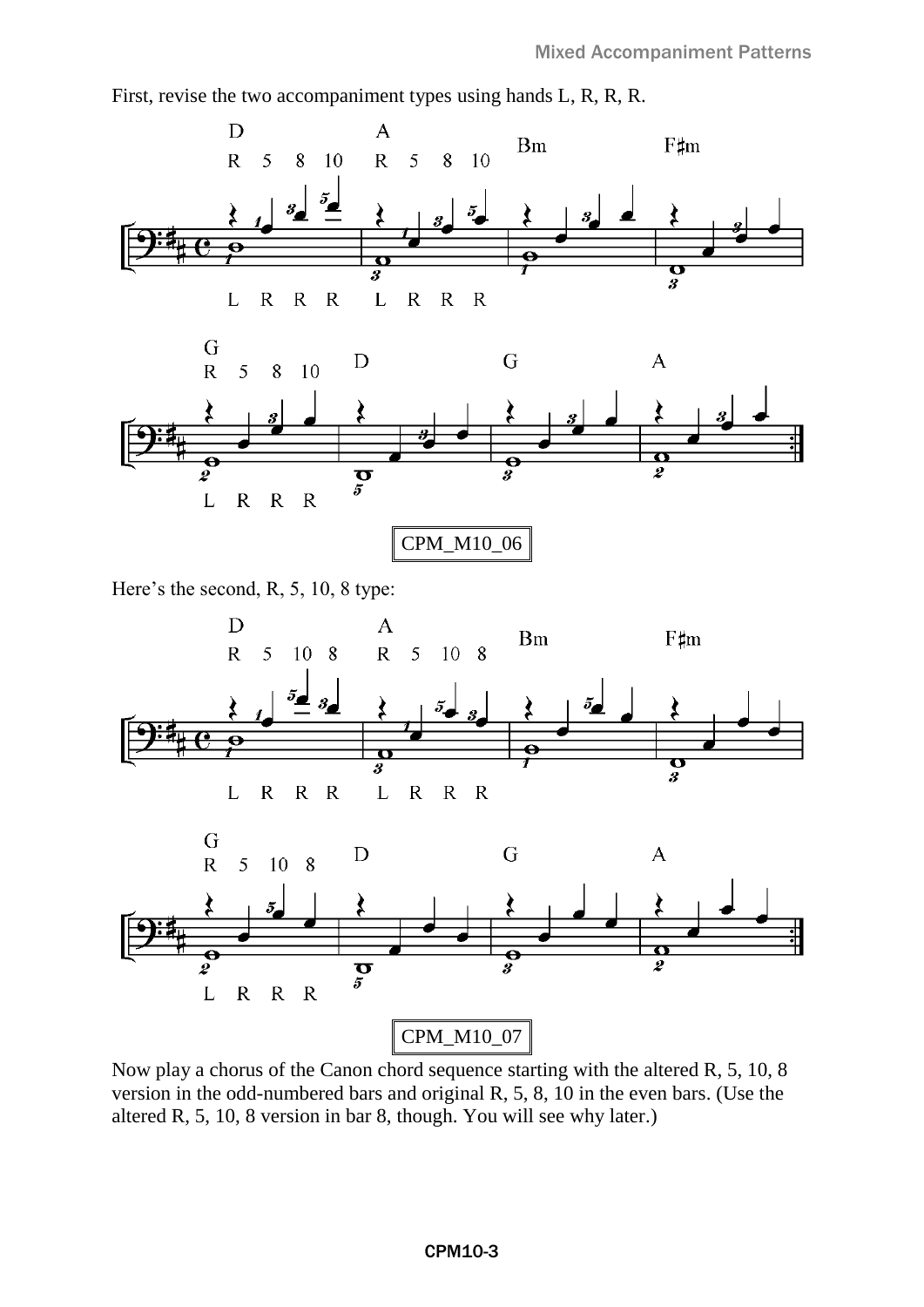First, revise the two accompaniment types using hands L, R, R, R.

CPM_M10_06

Here's the second, R, 5, 10, 8 type:

CPM_M10_07

Now play a chorus of the Canon chord sequence starting with the altered R, 5, 10, 8 version in the odd-numbered bars and original R, 5, 8, 10 in the even bars. (Use the altered R, 5, 10, 8 version in bar 8, though. You will see why later.)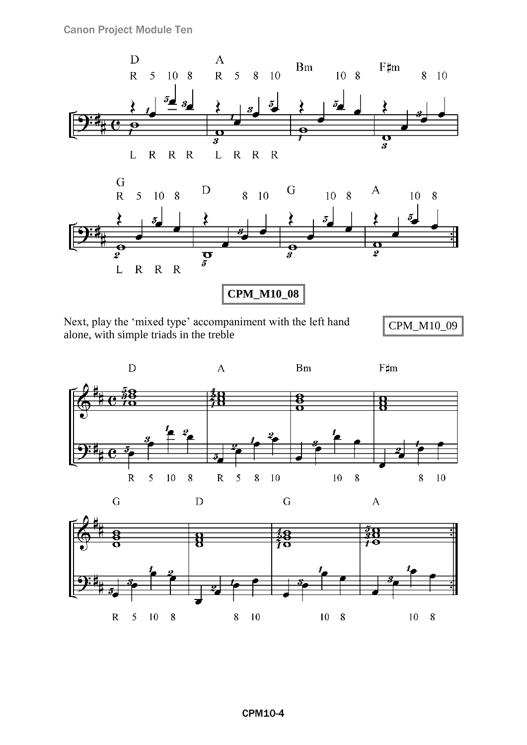CPM_M10_08

Next, play the 'mixed type' accompaniment with the left hand alone, with simple triads in the treble

CPM_M10_09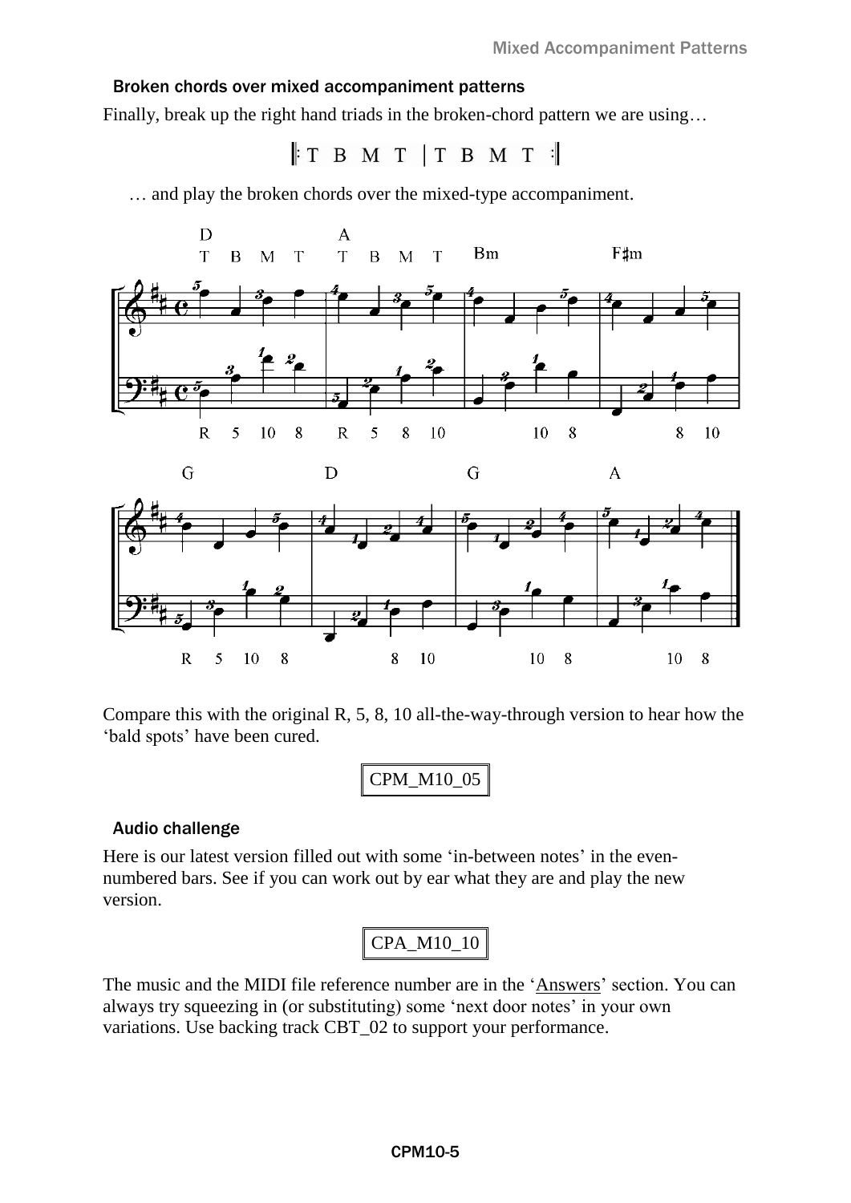### Broken chords over mixed accompaniment patterns

Finally, break up the right hand triads in the broken-chord pattern we are using…

𝄆 T B M T | T B M T 𝄇

… and play the broken chords over the mixed-type accompaniment.

Compare this with the original R, 5, 8, 10 all-the-way-through version to hear how the ‘bald spots’ have been cured.

| CPM_M10_05 |
|---|

### Audio challenge

Here is our latest version filled out with some ‘in-between notes’ in the even-numbered bars. See if you can work out by ear what they are and play the new version.

| CPA_M10_10 |
|---|

The music and the MIDI file reference number are in the ‘Answers’ section. You can always try squeezing in (or substituting) some ‘next door notes’ in your own variations. Use backing track CBT_02 to support your performance.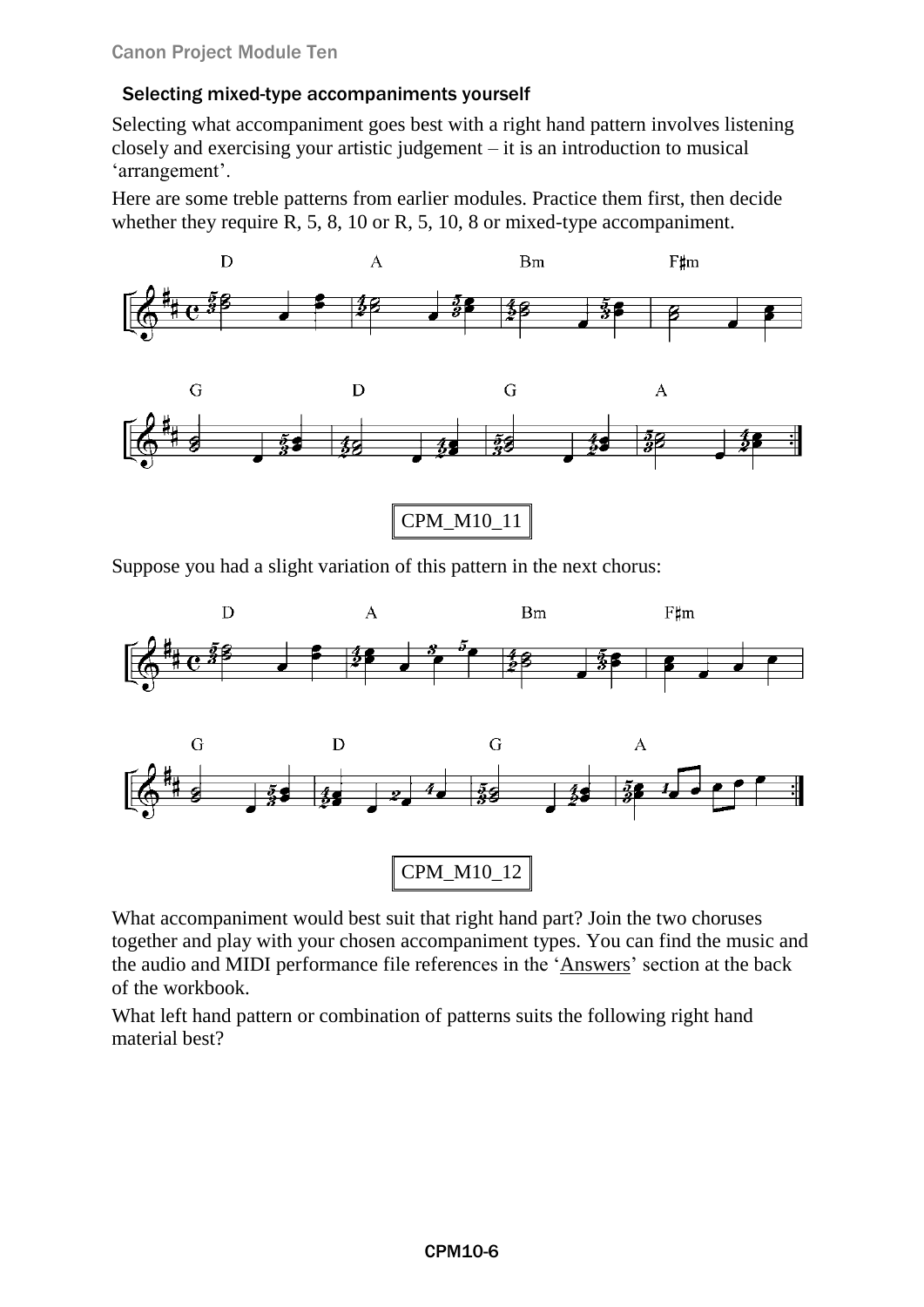### Selecting mixed-type accompaniments yourself

Selecting what accompaniment goes best with a right hand pattern involves listening closely and exercising your artistic judgement – it is an introduction to musical 'arrangement'.

Here are some treble patterns from earlier modules. Practice them first, then decide whether they require R, 5, 8, 10 or R, 5, 10, 8 or mixed-type accompaniment.

CPM_M10_11

Suppose you had a slight variation of this pattern in the next chorus:

CPM_M10_12

What accompaniment would best suit that right hand part? Join the two choruses together and play with your chosen accompaniment types. You can find the music and the audio and MIDI performance file references in the 'Answers' section at the back of the workbook.

What left hand pattern or combination of patterns suits the following right hand material best?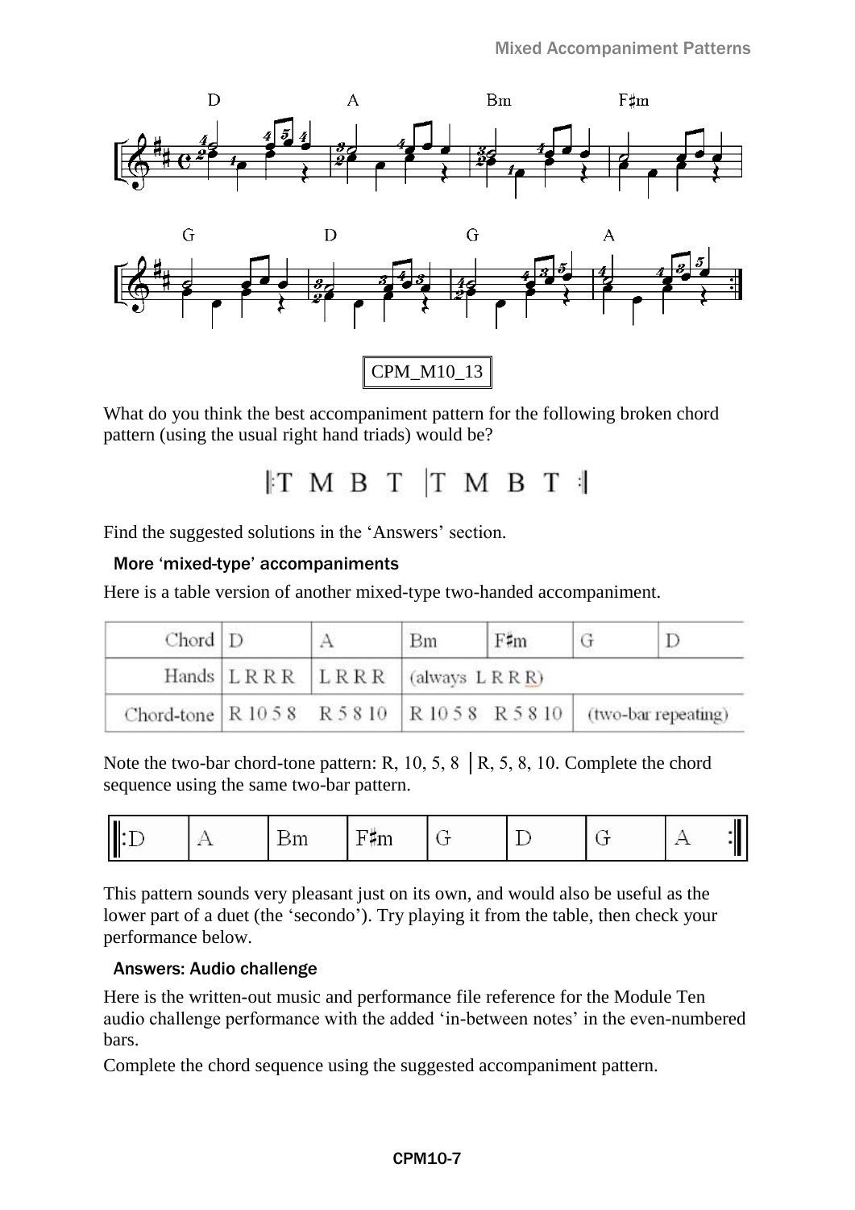CPM_M10_13

What do you think the best accompaniment pattern for the following broken chord pattern (using the usual right hand triads) would be?

‖: T M B T | T M B T :‖

Find the suggested solutions in the ‘Answers’ section.

### More ‘mixed-type’ accompaniments

Here is a table version of another mixed-type two-handed accompaniment.

| Chord | D | A | Bm | F♯m | G | D |
|---|---|---|---|---|---|---|
| Hands | L R R R | L R R R | (always L R R R) | | | |
| Chord-tone | R 10 5 8 | R 5 8 10 | R 10 5 8 | R 5 8 10 | (two-bar repeating) | |

Note the two-bar chord-tone pattern: R, 10, 5, 8 | R, 5, 8, 10. Complete the chord sequence using the same two-bar pattern.

| ‖: D | A | Bm | F♯m | G | D | G | A :‖ |
|---|---|---|---|---|---|---|---|

This pattern sounds very pleasant just on its own, and would also be useful as the lower part of a duet (the ‘secondo’). Try playing it from the table, then check your performance below.

### Answers: Audio challenge

Here is the written-out music and performance file reference for the Module Ten audio challenge performance with the added ‘in-between notes’ in the even-numbered bars.

Complete the chord sequence using the suggested accompaniment pattern.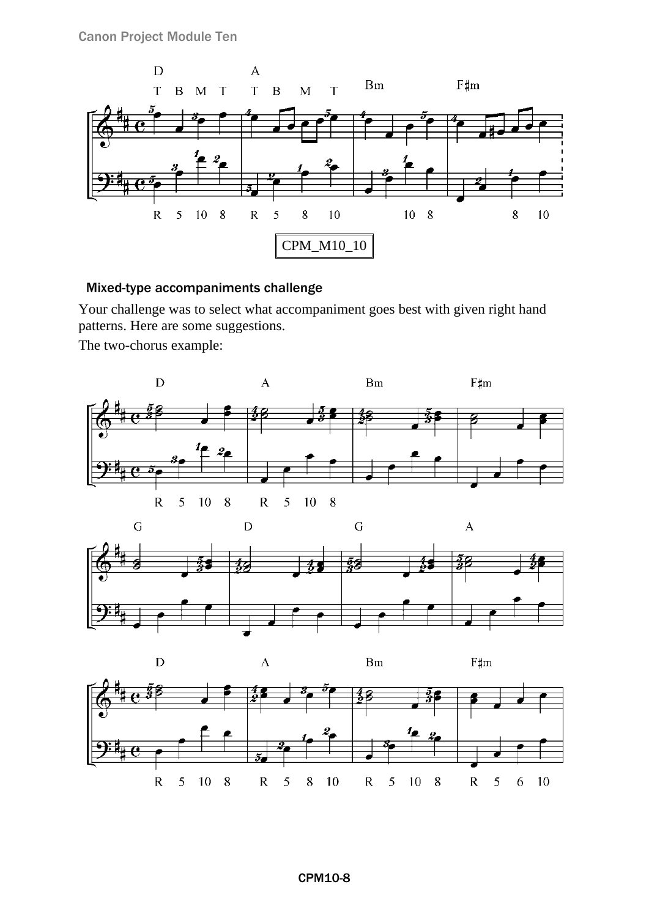CPM_M10_10

### Mixed-type accompaniments challenge

Your challenge was to select what accompaniment goes best with given right hand patterns. Here are some suggestions.

The two-chorus example: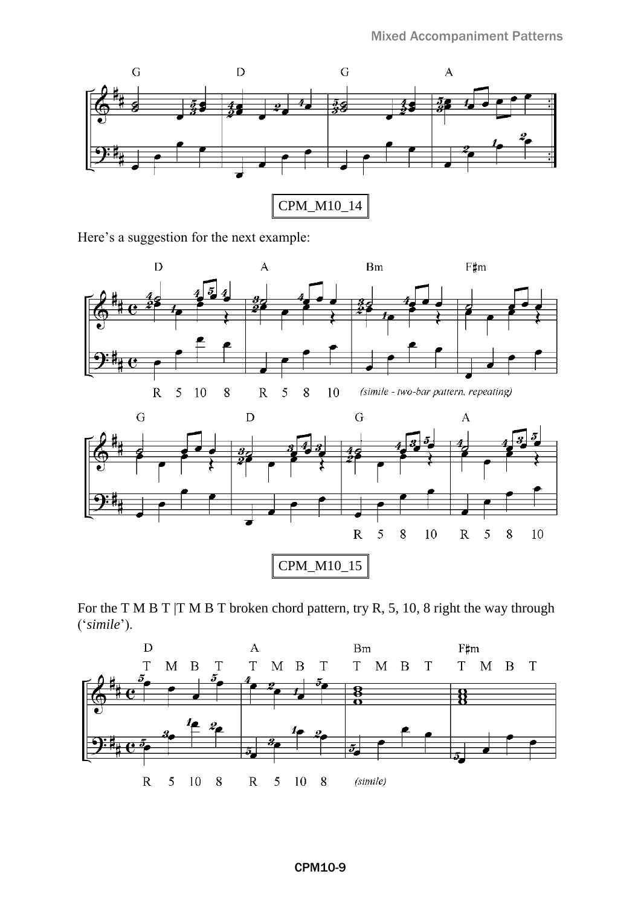CPM_M10_14

Here's a suggestion for the next example:

CPM_M10_15

For the T M B T |T M B T broken chord pattern, try R, 5, 10, 8 right the way through (‘*simile*’).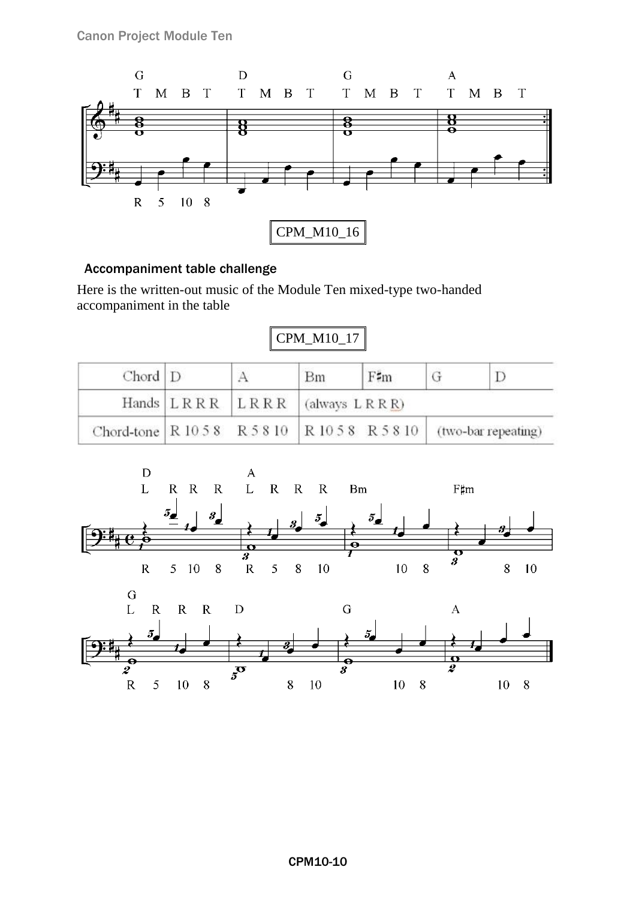CPM_M10_16

## Accompaniment table challenge

Here is the written-out music of the Module Ten mixed-type two-handed accompaniment in the table

CPM_M10_17

| Chord | D | A | Bm | F♯m | G | D |
|---|---|---|---|---|---|---|
| Hands | L R R R | L R R R | (always L R R R) | | | |
| Chord-tone | R 10 5 8 | R 5 8 10 | R 10 5 8 | R 5 8 10 | (two-bar repeating) | |